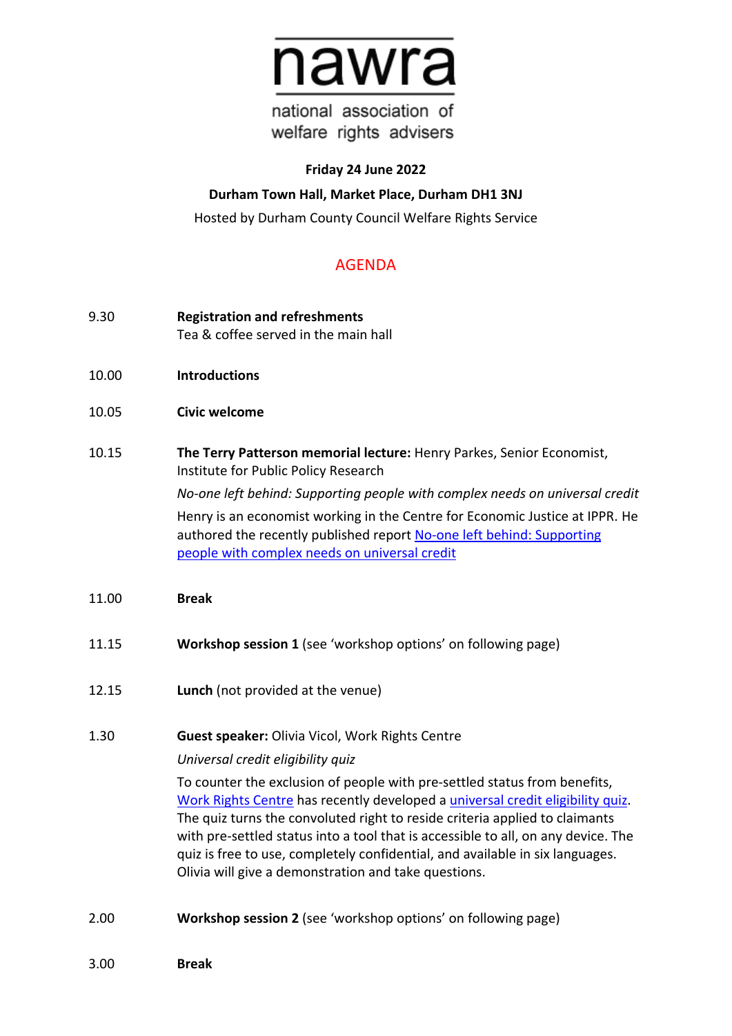# nawra

national association of welfare rights advisers

**Friday 24 June 2022**

**Durham Town Hall, Market Place, Durham DH1 3NJ**

Hosted by Durham County Council Welfare Rights Service

## AGENDA

| | |
|---|---|
| 9.30 | **Registration and refreshments**<br>Tea & coffee served in the main hall |
| 10.00 | **Introductions** |
| 10.05 | **Civic welcome** |
| 10.15 | **The Terry Patterson memorial lecture:** Henry Parkes, Senior Economist, Institute for Public Policy Research<br>*No-one left behind: Supporting people with complex needs on universal credit*<br>Henry is an economist working in the Centre for Economic Justice at IPPR. He authored the recently published report No-one left behind: Supporting people with complex needs on universal credit |
| 11.00 | **Break** |
| 11.15 | **Workshop session 1** (see 'workshop options' on following page) |
| 12.15 | **Lunch** (not provided at the venue) |
| 1.30 | **Guest speaker:** Olivia Vicol, Work Rights Centre<br>*Universal credit eligibility quiz*<br>To counter the exclusion of people with pre-settled status from benefits, Work Rights Centre has recently developed a universal credit eligibility quiz. The quiz turns the convoluted right to reside criteria applied to claimants with pre-settled status into a tool that is accessible to all, on any device. The quiz is free to use, completely confidential, and available in six languages. Olivia will give a demonstration and take questions. |
| 2.00 | **Workshop session 2** (see 'workshop options' on following page) |
| 3.00 | **Break** |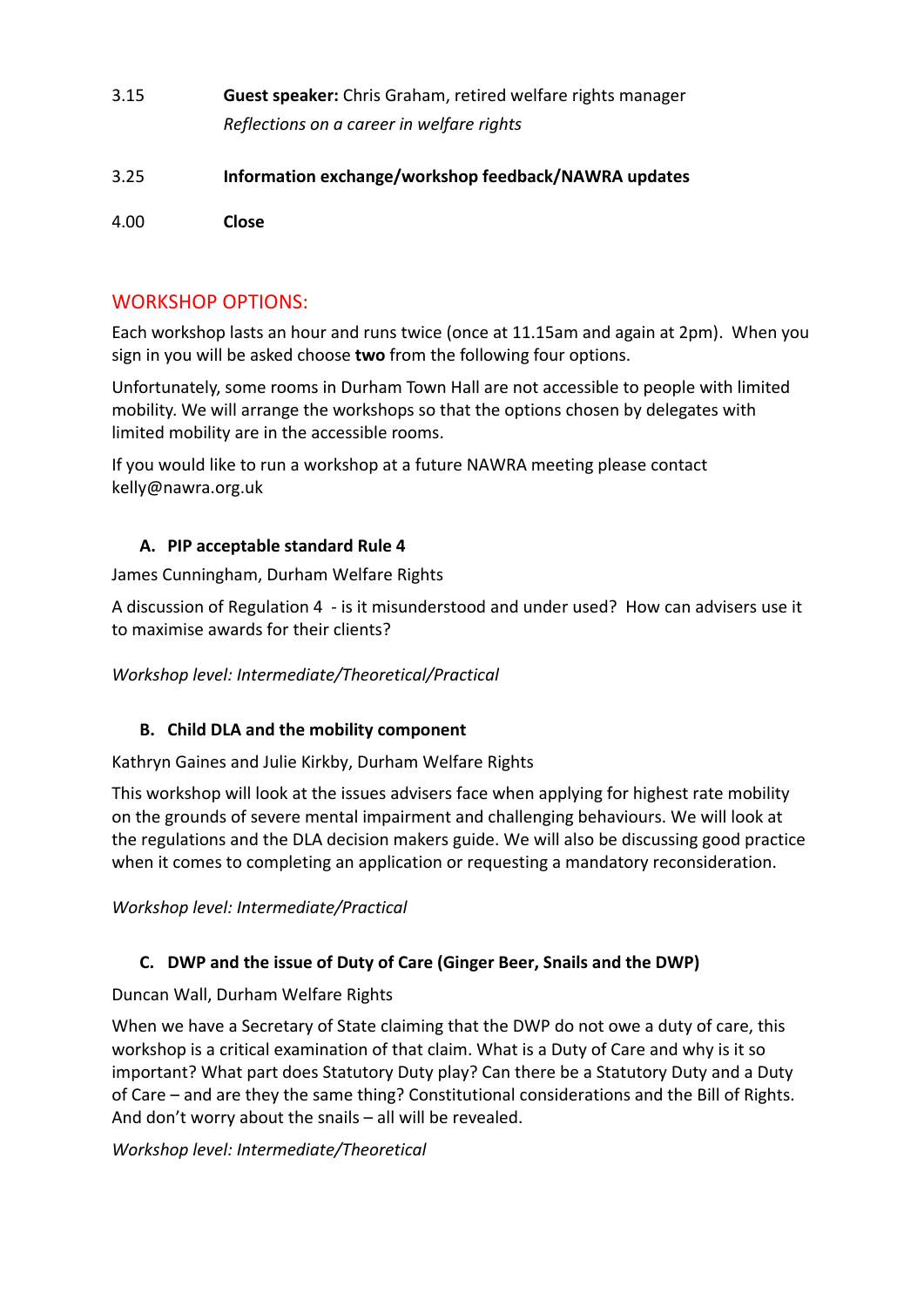3.15 **Guest speaker:** Chris Graham, retired welfare rights manager
*Reflections on a career in welfare rights*

3.25 **Information exchange/workshop feedback/NAWRA updates**

4.00 **Close**

## WORKSHOP OPTIONS:

Each workshop lasts an hour and runs twice (once at 11.15am and again at 2pm). When you sign in you will be asked choose **two** from the following four options.

Unfortunately, some rooms in Durham Town Hall are not accessible to people with limited mobility. We will arrange the workshops so that the options chosen by delegates with limited mobility are in the accessible rooms.

If you would like to run a workshop at a future NAWRA meeting please contact kelly@nawra.org.uk

### A. PIP acceptable standard Rule 4

James Cunningham, Durham Welfare Rights

A discussion of Regulation 4 - is it misunderstood and under used? How can advisers use it to maximise awards for their clients?

*Workshop level: Intermediate/Theoretical/Practical*

### B. Child DLA and the mobility component

Kathryn Gaines and Julie Kirkby, Durham Welfare Rights

This workshop will look at the issues advisers face when applying for highest rate mobility on the grounds of severe mental impairment and challenging behaviours. We will look at the regulations and the DLA decision makers guide. We will also be discussing good practice when it comes to completing an application or requesting a mandatory reconsideration.

*Workshop level: Intermediate/Practical*

### C. DWP and the issue of Duty of Care (Ginger Beer, Snails and the DWP)

Duncan Wall, Durham Welfare Rights

When we have a Secretary of State claiming that the DWP do not owe a duty of care, this workshop is a critical examination of that claim. What is a Duty of Care and why is it so important? What part does Statutory Duty play? Can there be a Statutory Duty and a Duty of Care – and are they the same thing? Constitutional considerations and the Bill of Rights. And don't worry about the snails – all will be revealed.

*Workshop level: Intermediate/Theoretical*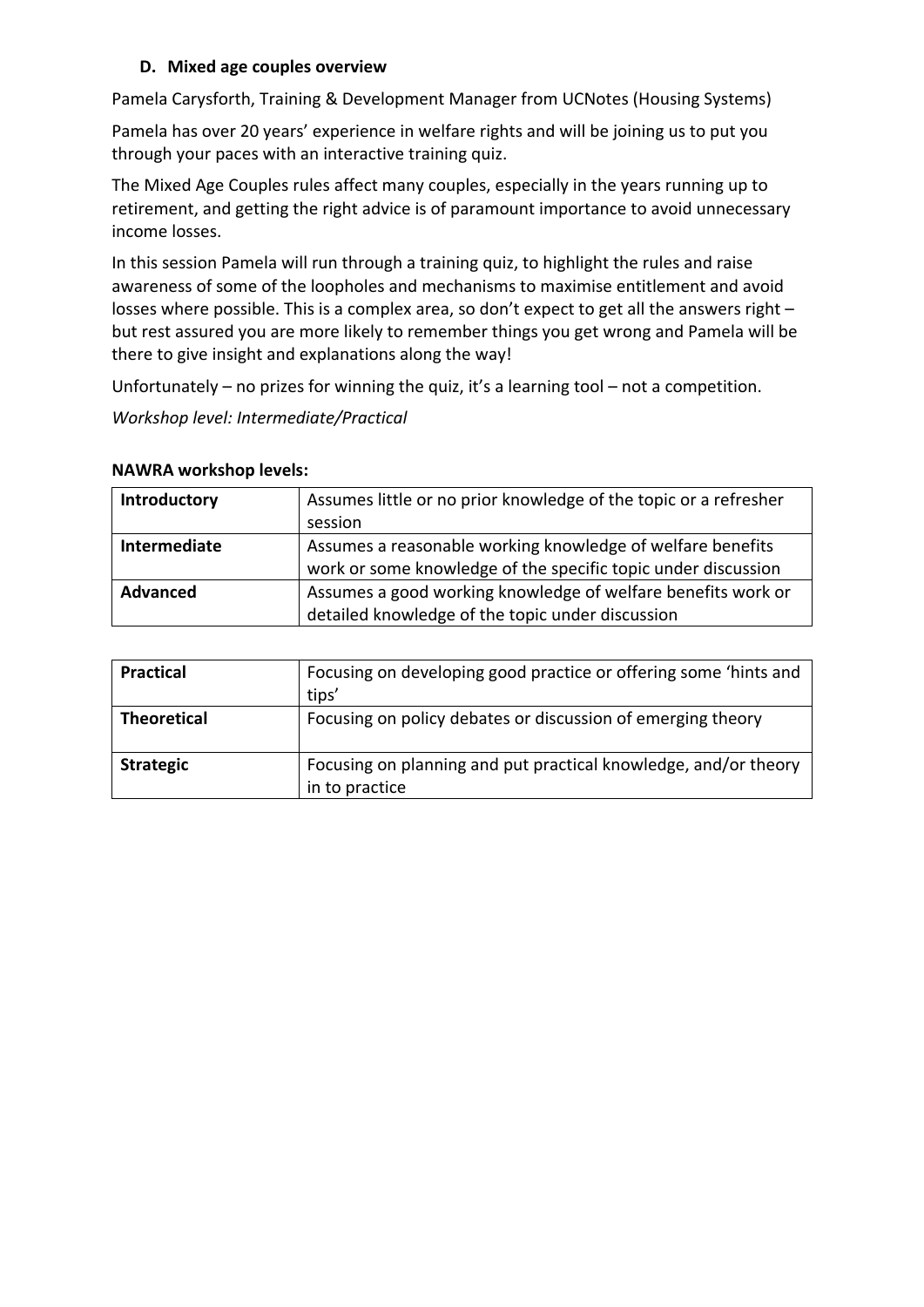### D. Mixed age couples overview

Pamela Carysforth, Training & Development Manager from UCNotes (Housing Systems)

Pamela has over 20 years' experience in welfare rights and will be joining us to put you through your paces with an interactive training quiz.

The Mixed Age Couples rules affect many couples, especially in the years running up to retirement, and getting the right advice is of paramount importance to avoid unnecessary income losses.

In this session Pamela will run through a training quiz, to highlight the rules and raise awareness of some of the loopholes and mechanisms to maximise entitlement and avoid losses where possible. This is a complex area, so don't expect to get all the answers right – but rest assured you are more likely to remember things you get wrong and Pamela will be there to give insight and explanations along the way!

Unfortunately – no prizes for winning the quiz, it's a learning tool – not a competition.

*Workshop level: Intermediate/Practical*

**NAWRA workshop levels:**

| | |
|---|---|
| **Introductory** | Assumes little or no prior knowledge of the topic or a refresher session |
| **Intermediate** | Assumes a reasonable working knowledge of welfare benefits work or some knowledge of the specific topic under discussion |
| **Advanced** | Assumes a good working knowledge of welfare benefits work or detailed knowledge of the topic under discussion |

| | |
|---|---|
| **Practical** | Focusing on developing good practice or offering some 'hints and tips' |
| **Theoretical** | Focusing on policy debates or discussion of emerging theory |
| **Strategic** | Focusing on planning and put practical knowledge, and/or theory in to practice |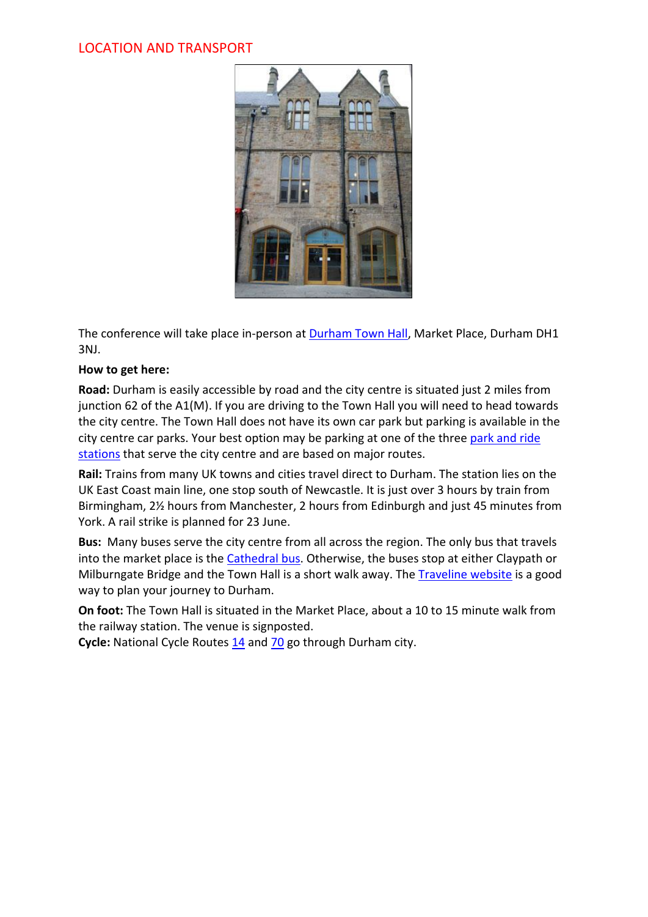## LOCATION AND TRANSPORT

The conference will take place in-person at Durham Town Hall, Market Place, Durham DH1 3NJ.

**How to get here:**

**Road:** Durham is easily accessible by road and the city centre is situated just 2 miles from junction 62 of the A1(M). If you are driving to the Town Hall you will need to head towards the city centre. The Town Hall does not have its own car park but parking is available in the city centre car parks. Your best option may be parking at one of the three park and ride stations that serve the city centre and are based on major routes.

**Rail:** Trains from many UK towns and cities travel direct to Durham. The station lies on the UK East Coast main line, one stop south of Newcastle. It is just over 3 hours by train from Birmingham, 2½ hours from Manchester, 2 hours from Edinburgh and just 45 minutes from York. A rail strike is planned for 23 June.

**Bus:** Many buses serve the city centre from all across the region. The only bus that travels into the market place is the Cathedral bus. Otherwise, the buses stop at either Claypath or Milburngate Bridge and the Town Hall is a short walk away. The Traveline website is a good way to plan your journey to Durham.

**On foot:** The Town Hall is situated in the Market Place, about a 10 to 15 minute walk from the railway station. The venue is signposted.

**Cycle:** National Cycle Routes 14 and 70 go through Durham city.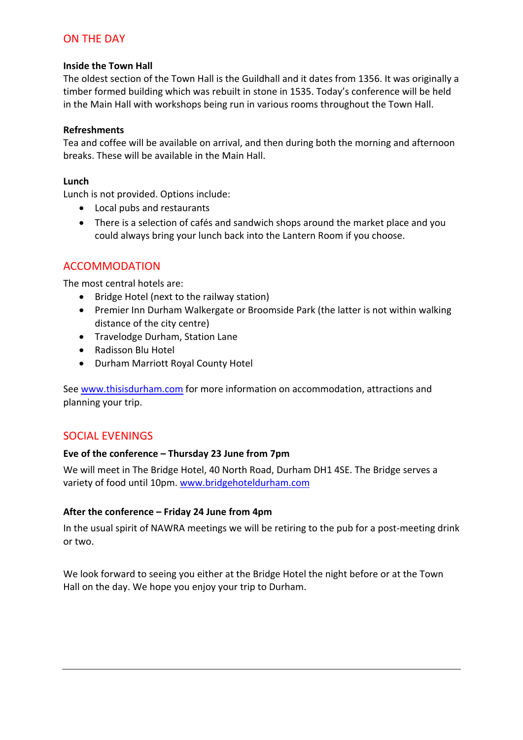## ON THE DAY

**Inside the Town Hall**

The oldest section of the Town Hall is the Guildhall and it dates from 1356. It was originally a timber formed building which was rebuilt in stone in 1535. Today's conference will be held in the Main Hall with workshops being run in various rooms throughout the Town Hall.

**Refreshments**

Tea and coffee will be available on arrival, and then during both the morning and afternoon breaks. These will be available in the Main Hall.

**Lunch**

Lunch is not provided. Options include:

- Local pubs and restaurants
- There is a selection of cafés and sandwich shops around the market place and you could always bring your lunch back into the Lantern Room if you choose.

## ACCOMMODATION

The most central hotels are:

- Bridge Hotel (next to the railway station)
- Premier Inn Durham Walkergate or Broomside Park (the latter is not within walking distance of the city centre)
- Travelodge Durham, Station Lane
- Radisson Blu Hotel
- Durham Marriott Royal County Hotel

See [www.thisisdurham.com](http://www.thisisdurham.com) for more information on accommodation, attractions and planning your trip.

## SOCIAL EVENINGS

**Eve of the conference – Thursday 23 June from 7pm**

We will meet in The Bridge Hotel, 40 North Road, Durham DH1 4SE. The Bridge serves a variety of food until 10pm. [www.bridgehoteldurham.com](http://www.bridgehoteldurham.com)

**After the conference – Friday 24 June from 4pm**

In the usual spirit of NAWRA meetings we will be retiring to the pub for a post-meeting drink or two.

We look forward to seeing you either at the Bridge Hotel the night before or at the Town Hall on the day. We hope you enjoy your trip to Durham.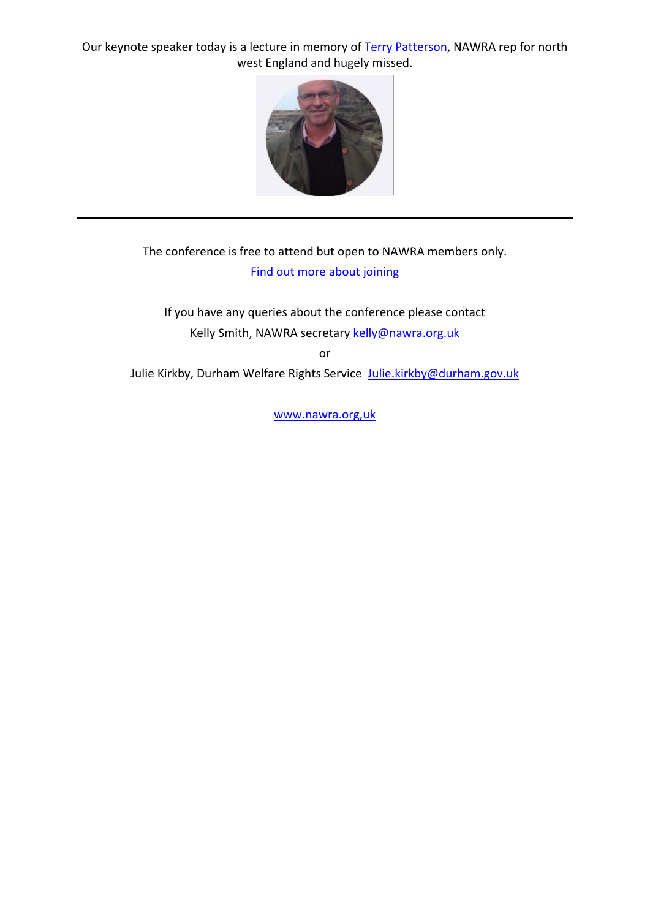Our keynote speaker today is a lecture in memory of Terry Patterson, NAWRA rep for north west England and hugely missed.

---

The conference is free to attend but open to NAWRA members only.

Find out more about joining

If you have any queries about the conference please contact

Kelly Smith, NAWRA secretary kelly@nawra.org.uk

or

Julie Kirkby, Durham Welfare Rights Service Julie.kirkby@durham.gov.uk

www.nawra.org,uk